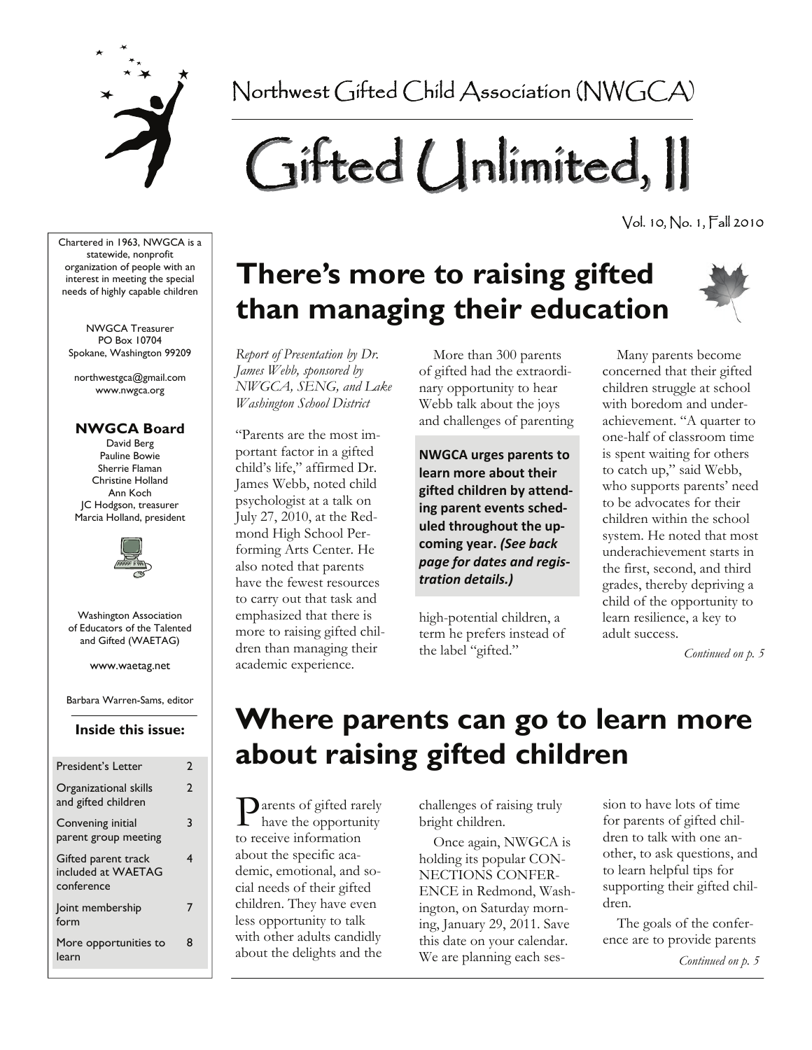Northwest Gifted Child Association (NWGCA)

# Gifted Unlimited, II

Vol. 10, No. 1, Fall 2010

Chartered in 1963, NWGCA is a statewide, nonprofit organization of people with an interest in meeting the special needs of highly capable children

NWGCA Treasurer
PO Box 10704
Spokane, Washington 99209

northwestgca@gmail.com
www.nwgca.org

**NWGCA Board**

David Berg
Pauline Bowie
Sherrie Flaman
Christine Holland
Ann Koch
JC Hodgson, treasurer
Marcia Holland, president

Washington Association of Educators of the Talented and Gifted (WAETAG)

www.waetag.net

Barbara Warren-Sams, editor

**Inside this issue:**

| | |
|---|---|
| President's Letter | 2 |
| Organizational skills and gifted children | 2 |
| Convening initial parent group meeting | 3 |
| Gifted parent track included at WAETAG conference | 4 |
| Joint membership form | 7 |
| More opportunities to learn | 8 |

## There's more to raising gifted than managing their education

*Report of Presentation by Dr. James Webb, sponsored by NWGCA, SENG, and Lake Washington School District*

"Parents are the most important factor in a gifted child's life," affirmed Dr. James Webb, noted child psychologist at a talk on July 27, 2010, at the Redmond High School Performing Arts Center. He also noted that parents have the fewest resources to carry out that task and emphasized that there is more to raising gifted children than managing their academic experience.

More than 300 parents of gifted had the extraordinary opportunity to hear Webb talk about the joys and challenges of parenting high-potential children, a term he prefers instead of the label "gifted."

**NWGCA urges parents to learn more about their gifted children by attending parent events scheduled throughout the upcoming year.** ***(See back page for dates and registration details.)***

Many parents become concerned that their gifted children struggle at school with boredom and underachievement. "A quarter to one-half of classroom time is spent waiting for others to catch up," said Webb, who supports parents' need to be advocates for their children within the school system. He noted that most underachievement starts in the first, second, and third grades, thereby depriving a child of the opportunity to learn resilience, a key to adult success.

*Continued on p. 5*

## Where parents can go to learn more about raising gifted children

Parents of gifted rarely have the opportunity to receive information about the specific academic, emotional, and social needs of their gifted children. They have even less opportunity to talk with other adults candidly about the delights and the challenges of raising truly bright children.

Once again, NWGCA is holding its popular CONNECTIONS CONFERENCE in Redmond, Washington, on Saturday morning, January 29, 2011. Save this date on your calendar. We are planning each session to have lots of time for parents of gifted children to talk with one another, to ask questions, and to learn helpful tips for supporting their gifted children.

The goals of the conference are to provide parents

*Continued on p. 5*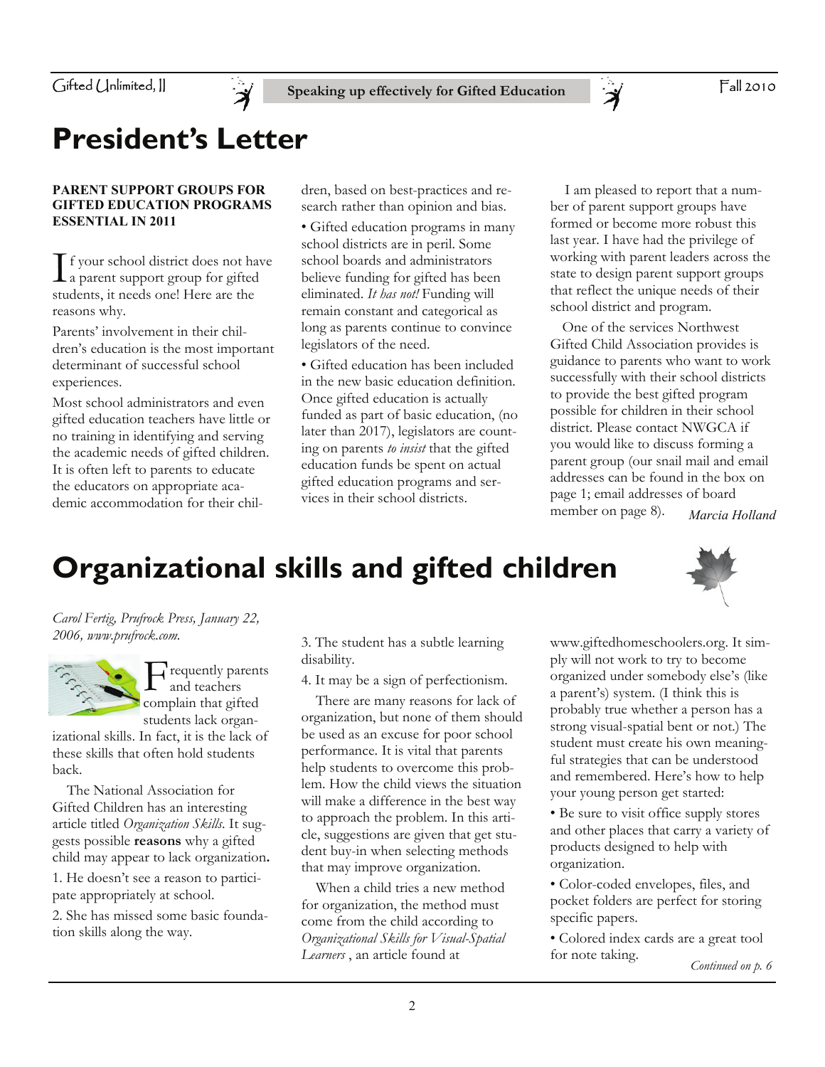# President's Letter

**PARENT SUPPORT GROUPS FOR GIFTED EDUCATION PROGRAMS ESSENTIAL IN 2011**

If your school district does not have a parent support group for gifted students, it needs one! Here are the reasons why.

Parents' involvement in their children's education is the most important determinant of successful school experiences.

Most school administrators and even gifted education teachers have little or no training in identifying and serving the academic needs of gifted children. It is often left to parents to educate the educators on appropriate academic accommodation for their children, based on best-practices and research rather than opinion and bias.

• Gifted education programs in many school districts are in peril. Some school boards and administrators believe funding for gifted has been eliminated. *It has not!* Funding will remain constant and categorical as long as parents continue to convince legislators of the need.

• Gifted education has been included in the new basic education definition. Once gifted education is actually funded as part of basic education, (no later than 2017), legislators are counting on parents *to insist* that the gifted education funds be spent on actual gifted education programs and services in their school districts.

I am pleased to report that a number of parent support groups have formed or become more robust this last year. I have had the privilege of working with parent leaders across the state to design parent support groups that reflect the unique needs of their school district and program.

One of the services Northwest Gifted Child Association provides is guidance to parents who want to work successfully with their school districts to provide the best gifted program possible for children in their school district. Please contact NWGCA if you would like to discuss forming a parent group (our snail mail and email addresses can be found in the box on page 1; email addresses of board member on page 8).

*Marcia Holland*

# Organizational skills and gifted children

*Carol Fertig, Prufrock Press, January 22, 2006, www.prufrock.com.*

Frequently parents and teachers complain that gifted students lack organizational skills. In fact, it is the lack of these skills that often hold students back.

The National Association for Gifted Children has an interesting article titled *Organization Skills*. It suggests possible **reasons** why a gifted child may appear to lack organization**.**

1. He doesn't see a reason to participate appropriately at school.

2. She has missed some basic foundation skills along the way.

3. The student has a subtle learning disability.

4. It may be a sign of perfectionism.

There are many reasons for lack of organization, but none of them should be used as an excuse for poor school performance. It is vital that parents help students to overcome this problem. How the child views the situation will make a difference in the best way to approach the problem. In this article, suggestions are given that get student buy-in when selecting methods that may improve organization.

When a child tries a new method for organization, the method must come from the child according to *Organizational Skills for Visual-Spatial Learners* , an article found at www.giftedhomeschoolers.org. It simply will not work to try to become organized under somebody else's (like a parent's) system. (I think this is probably true whether a person has a strong visual-spatial bent or not.) The student must create his own meaningful strategies that can be understood and remembered. Here's how to help your young person get started:

• Be sure to visit office supply stores and other places that carry a variety of products designed to help with organization.

• Color-coded envelopes, files, and pocket folders are perfect for storing specific papers.

• Colored index cards are a great tool for note taking.

*Continued on p. 6*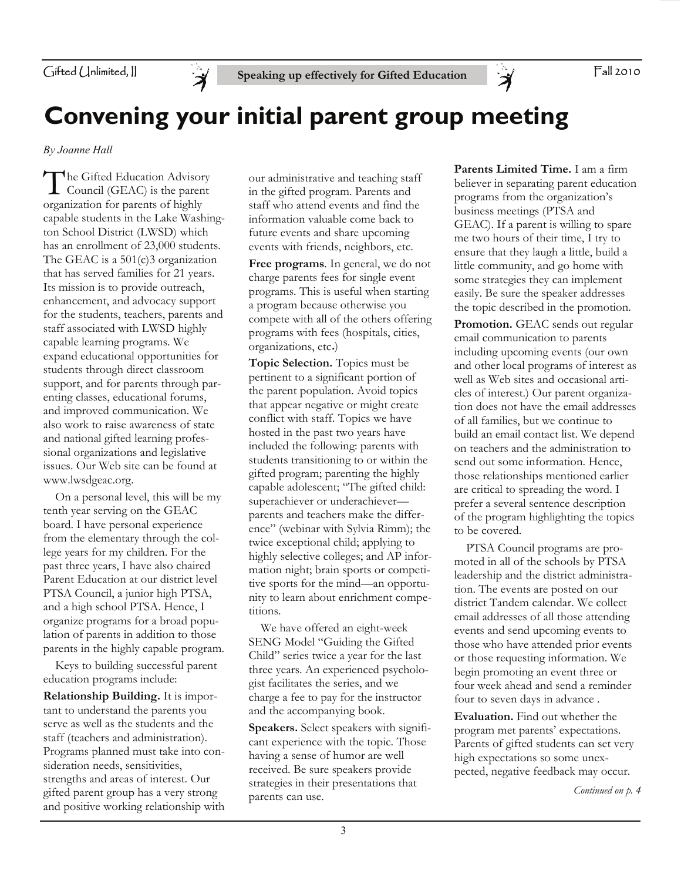# Convening your initial parent group meeting

*By Joanne Hall*

The Gifted Education Advisory Council (GEAC) is the parent organization for parents of highly capable students in the Lake Washington School District (LWSD) which has an enrollment of 23,000 students. The GEAC is a 501(c)3 organization that has served families for 21 years. Its mission is to provide outreach, enhancement, and advocacy support for the students, teachers, parents and staff associated with LWSD highly capable learning programs. We expand educational opportunities for students through direct classroom support, and for parents through parenting classes, educational forums, and improved communication. We also work to raise awareness of state and national gifted learning professional organizations and legislative issues. Our Web site can be found at www.lwsdgeac.org.

On a personal level, this will be my tenth year serving on the GEAC board. I have personal experience from the elementary through the college years for my children. For the past three years, I have also chaired Parent Education at our district level PTSA Council, a junior high PTSA, and a high school PTSA. Hence, I organize programs for a broad population of parents in addition to those parents in the highly capable program.

Keys to building successful parent education programs include:

**Relationship Building.** It is important to understand the parents you serve as well as the students and the staff (teachers and administration). Programs planned must take into consideration needs, sensitivities, strengths and areas of interest. Our gifted parent group has a very strong and positive working relationship with our administrative and teaching staff in the gifted program. Parents and staff who attend events and find the information valuable come back to future events and share upcoming events with friends, neighbors, etc.

**Free programs**. In general, we do not charge parents fees for single event programs. This is useful when starting a program because otherwise you compete with all of the others offering programs with fees (hospitals, cities, organizations, etc.)

**Topic Selection.** Topics must be pertinent to a significant portion of the parent population. Avoid topics that appear negative or might create conflict with staff. Topics we have hosted in the past two years have included the following: parents with students transitioning to or within the gifted program; parenting the highly capable adolescent; "The gifted child: superachiever or underachiever—parents and teachers make the difference" (webinar with Sylvia Rimm); the twice exceptional child; applying to highly selective colleges; and AP information night; brain sports or competitive sports for the mind—an opportunity to learn about enrichment competitions.

We have offered an eight-week SENG Model "Guiding the Gifted Child" series twice a year for the last three years. An experienced psychologist facilitates the series, and we charge a fee to pay for the instructor and the accompanying book.

**Speakers.** Select speakers with significant experience with the topic. Those having a sense of humor are well received. Be sure speakers provide strategies in their presentations that parents can use.

**Parents Limited Time.** I am a firm believer in separating parent education programs from the organization's business meetings (PTSA and GEAC). If a parent is willing to spare me two hours of their time, I try to ensure that they laugh a little, build a little community, and go home with some strategies they can implement easily. Be sure the speaker addresses the topic described in the promotion.

**Promotion.** GEAC sends out regular email communication to parents including upcoming events (our own and other local programs of interest as well as Web sites and occasional articles of interest.) Our parent organization does not have the email addresses of all families, but we continue to build an email contact list. We depend on teachers and the administration to send out some information. Hence, those relationships mentioned earlier are critical to spreading the word. I prefer a several sentence description of the program highlighting the topics to be covered.

PTSA Council programs are promoted in all of the schools by PTSA leadership and the district administration. The events are posted on our district Tandem calendar. We collect email addresses of all those attending events and send upcoming events to those who have attended prior events or those requesting information. We begin promoting an event three or four week ahead and send a reminder four to seven days in advance .

**Evaluation.** Find out whether the program met parents' expectations. Parents of gifted students can set very high expectations so some unexpected, negative feedback may occur.

*Continued on p. 4*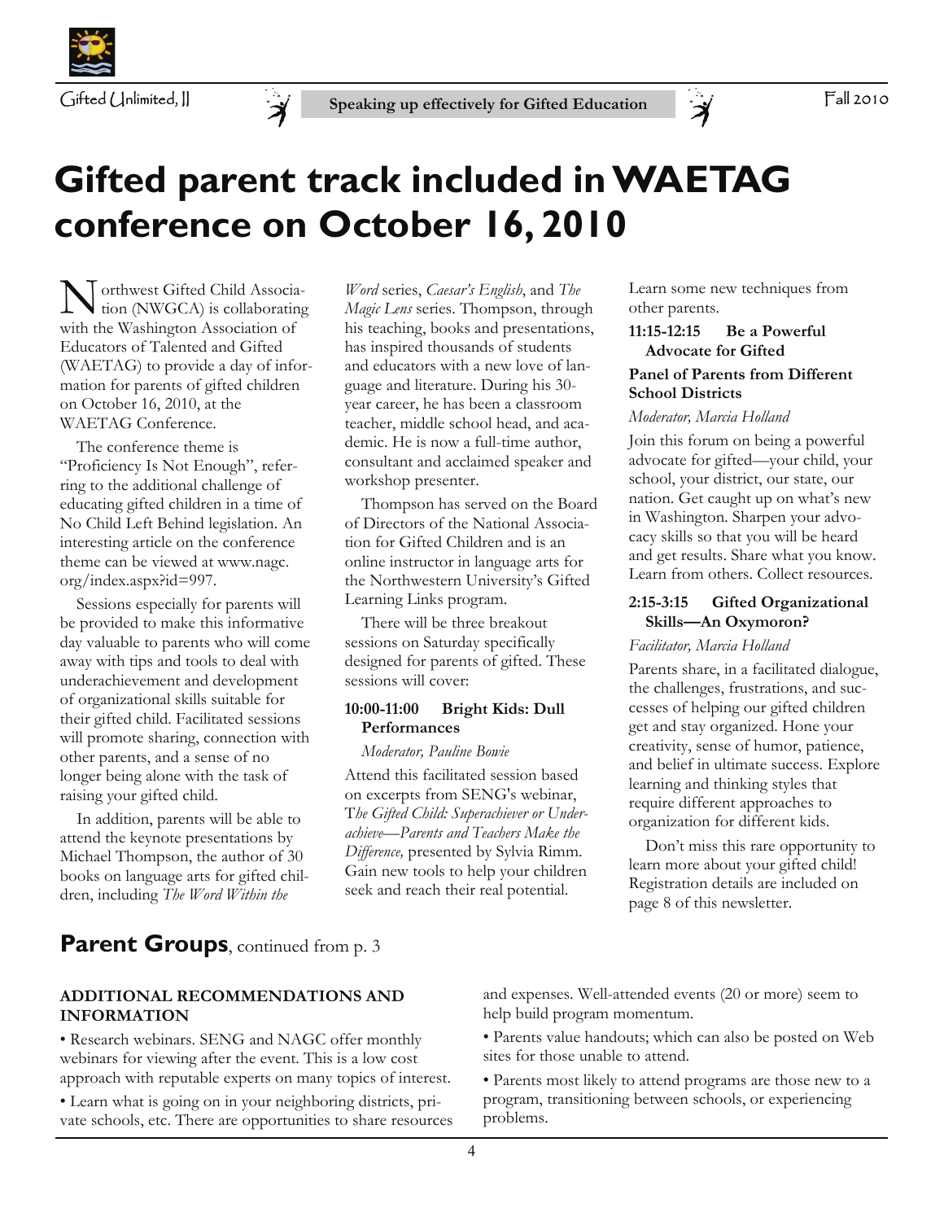# Gifted parent track included in WAETAG conference on October 16, 2010

Northwest Gifted Child Association (NWGCA) is collaborating with the Washington Association of Educators of Talented and Gifted (WAETAG) to provide a day of information for parents of gifted children on October 16, 2010, at the WAETAG Conference.

The conference theme is "Proficiency Is Not Enough", referring to the additional challenge of educating gifted children in a time of No Child Left Behind legislation. An interesting article on the conference theme can be viewed at www.nagc.org/index.aspx?id=997.

Sessions especially for parents will be provided to make this informative day valuable to parents who will come away with tips and tools to deal with underachievement and development of organizational skills suitable for their gifted child. Facilitated sessions will promote sharing, connection with other parents, and a sense of no longer being alone with the task of raising your gifted child.

In addition, parents will be able to attend the keynote presentations by Michael Thompson, the author of 30 books on language arts for gifted children, including *The Word Within the Word* series, *Caesar's English*, and *The Magic Lens* series. Thompson, through his teaching, books and presentations, has inspired thousands of students and educators with a new love of language and literature. During his 30-year career, he has been a classroom teacher, middle school head, and academic. He is now a full-time author, consultant and acclaimed speaker and workshop presenter.

Thompson has served on the Board of Directors of the National Association for Gifted Children and is an online instructor in language arts for the Northwestern University's Gifted Learning Links program.

There will be three breakout sessions on Saturday specifically designed for parents of gifted. These sessions will cover:

**10:00-11:00 Bright Kids: Dull Performances**

*Moderator, Pauline Bowie*

Attend this facilitated session based on excerpts from SENG's webinar, *The Gifted Child: Superachiever or Underachieve—Parents and Teachers Make the Difference,* presented by Sylvia Rimm. Gain new tools to help your children seek and reach their real potential. Learn some new techniques from other parents.

**11:15-12:15 Be a Powerful Advocate for Gifted**

**Panel of Parents from Different School Districts**

*Moderator, Marcia Holland*

Join this forum on being a powerful advocate for gifted—your child, your school, your district, our state, our nation. Get caught up on what's new in Washington. Sharpen your advocacy skills so that you will be heard and get results. Share what you know. Learn from others. Collect resources.

**2:15-3:15 Gifted Organizational Skills—An Oxymoron?**

*Facilitator, Marcia Holland*

Parents share, in a facilitated dialogue, the challenges, frustrations, and successes of helping our gifted children get and stay organized. Hone your creativity, sense of humor, patience, and belief in ultimate success. Explore learning and thinking styles that require different approaches to organization for different kids.

Don't miss this rare opportunity to learn more about your gifted child! Registration details are included on page 8 of this newsletter.

## Parent Groups, continued from p. 3

**ADDITIONAL RECOMMENDATIONS AND INFORMATION**

- Research webinars. SENG and NAGC offer monthly webinars for viewing after the event. This is a low cost approach with reputable experts on many topics of interest.
- Learn what is going on in your neighboring districts, private schools, etc. There are opportunities to share resources and expenses. Well-attended events (20 or more) seem to help build program momentum.
- Parents value handouts; which can also be posted on Web sites for those unable to attend.
- Parents most likely to attend programs are those new to a program, transitioning between schools, or experiencing problems.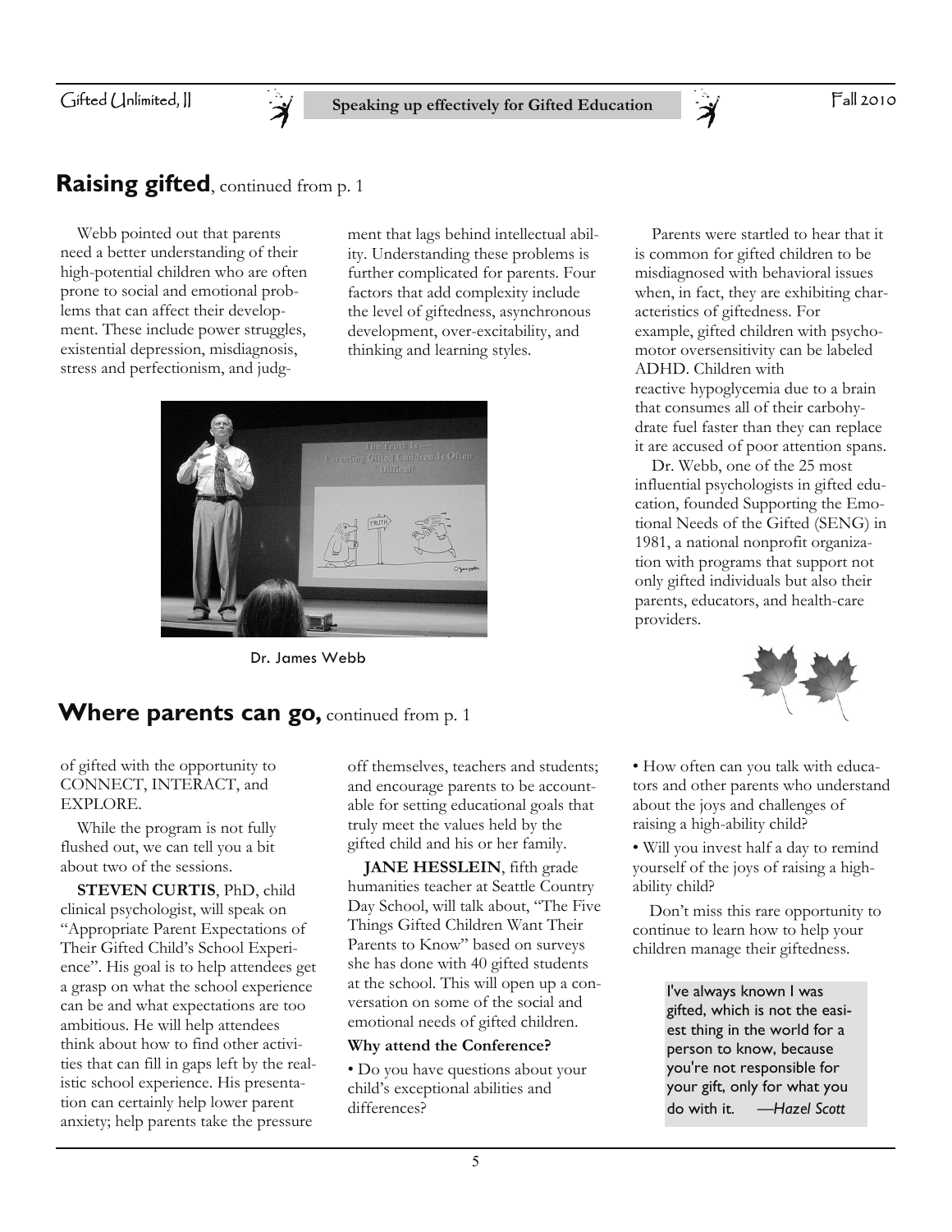## Raising gifted, continued from p. 1

Webb pointed out that parents need a better understanding of their high-potential children who are often prone to social and emotional problems that can affect their development. These include power struggles, existential depression, misdiagnosis, stress and perfectionism, and judgment that lags behind intellectual ability. Understanding these problems is further complicated for parents. Four factors that add complexity include the level of giftedness, asynchronous development, over-excitability, and thinking and learning styles.

Dr. James Webb

Parents were startled to hear that it is common for gifted children to be misdiagnosed with behavioral issues when, in fact, they are exhibiting characteristics of giftedness. For example, gifted children with psychomotor oversensitivity can be labeled ADHD. Children with reactive hypoglycemia due to a brain that consumes all of their carbohydrate fuel faster than they can replace it are accused of poor attention spans.

Dr. Webb, one of the 25 most influential psychologists in gifted education, founded Supporting the Emotional Needs of the Gifted (SENG) in 1981, a national nonprofit organization with programs that support not only gifted individuals but also their parents, educators, and health-care providers.

## Where parents can go, continued from p. 1

of gifted with the opportunity to CONNECT, INTERACT, and EXPLORE.

While the program is not fully flushed out, we can tell you a bit about two of the sessions.

**STEVEN CURTIS**, PhD, child clinical psychologist, will speak on "Appropriate Parent Expectations of Their Gifted Child's School Experience". His goal is to help attendees get a grasp on what the school experience can be and what expectations are too ambitious. He will help attendees think about how to find other activities that can fill in gaps left by the realistic school experience. His presentation can certainly help lower parent anxiety; help parents take the pressure off themselves, teachers and students; and encourage parents to be accountable for setting educational goals that truly meet the values held by the gifted child and his or her family.

**JANE HESSLEIN**, fifth grade humanities teacher at Seattle Country Day School, will talk about, "The Five Things Gifted Children Want Their Parents to Know" based on surveys she has done with 40 gifted students at the school. This will open up a conversation on some of the social and emotional needs of gifted children.

**Why attend the Conference?**

- Do you have questions about your child's exceptional abilities and differences?
- How often can you talk with educators and other parents who understand about the joys and challenges of raising a high-ability child?
- Will you invest half a day to remind yourself of the joys of raising a high-ability child?

Don't miss this rare opportunity to continue to learn how to help your children manage their giftedness.

> I've always known I was gifted, which is not the easiest thing in the world for a person to know, because you're not responsible for your gift, only for what you do with it. —*Hazel Scott*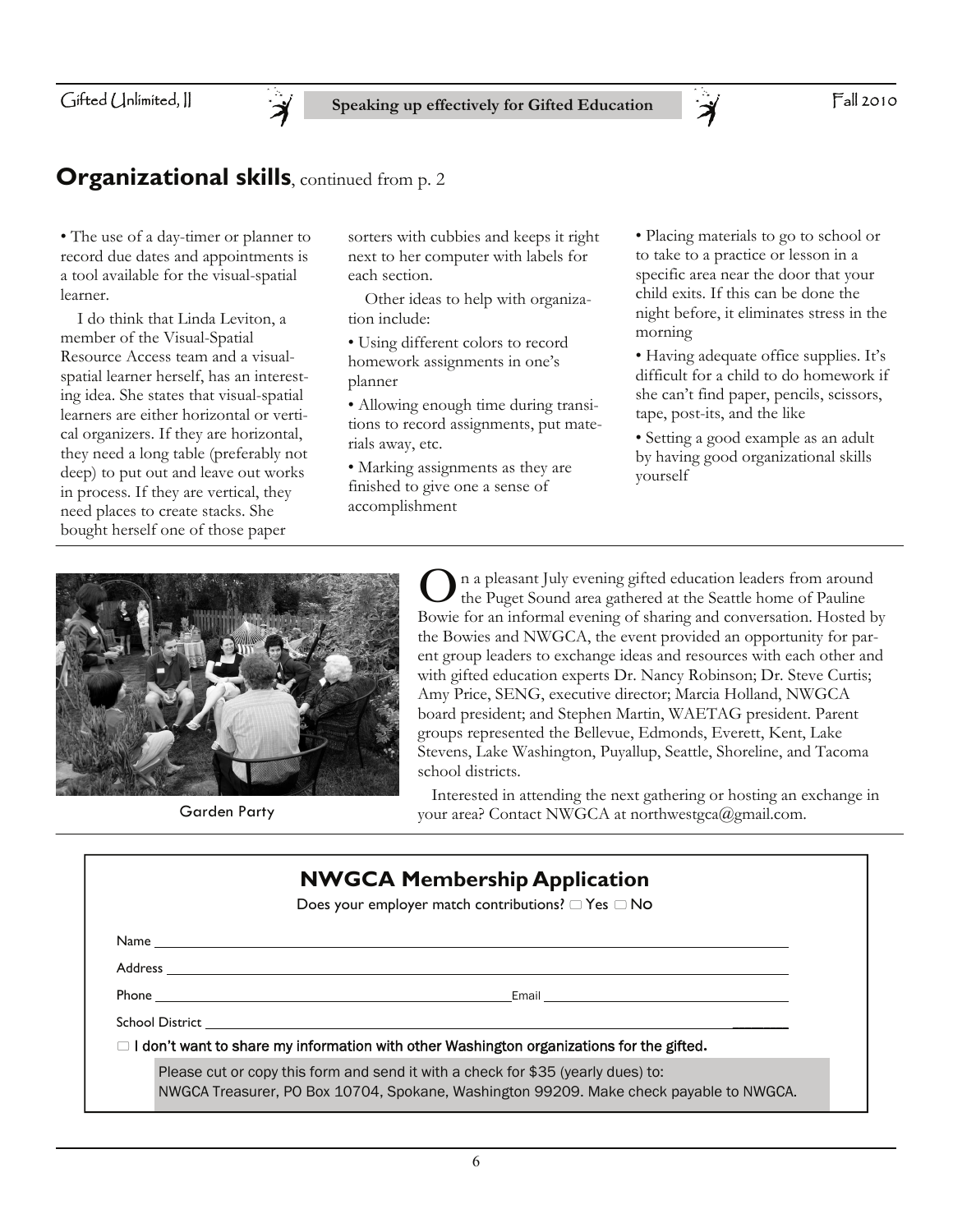## **Organizational skills**, continued from p. 2

• The use of a day-timer or planner to record due dates and appointments is a tool available for the visual-spatial learner.

I do think that Linda Leviton, a member of the Visual-Spatial Resource Access team and a visual-spatial learner herself, has an interesting idea. She states that visual-spatial learners are either horizontal or vertical organizers. If they are horizontal, they need a long table (preferably not deep) to put out and leave out works in process. If they are vertical, they need places to create stacks. She bought herself one of those paper sorters with cubbies and keeps it right next to her computer with labels for each section.

Other ideas to help with organization include:

- Using different colors to record homework assignments in one's planner
- Allowing enough time during transitions to record assignments, put materials away, etc.
- Marking assignments as they are finished to give one a sense of accomplishment
- Placing materials to go to school or to take to a practice or lesson in a specific area near the door that your child exits. If this can be done the night before, it eliminates stress in the morning
- Having adequate office supplies. It's difficult for a child to do homework if she can't find paper, pencils, scissors, tape, post-its, and the like
- Setting a good example as an adult by having good organizational skills yourself

Garden Party

On a pleasant July evening gifted education leaders from around the Puget Sound area gathered at the Seattle home of Pauline Bowie for an informal evening of sharing and conversation. Hosted by the Bowies and NWGCA, the event provided an opportunity for parent group leaders to exchange ideas and resources with each other and with gifted education experts Dr. Nancy Robinson; Dr. Steve Curtis; Amy Price, SENG, executive director; Marcia Holland, NWGCA board president; and Stephen Martin, WAETAG president. Parent groups represented the Bellevue, Edmonds, Everett, Kent, Lake Stevens, Lake Washington, Puyallup, Seattle, Shoreline, and Tacoma school districts.

Interested in attending the next gathering or hosting an exchange in your area? Contact NWGCA at northwestgca@gmail.com.

## NWGCA Membership Application

Does your employer match contributions? ☐ Yes ☐ No

Name ______________________________

Address ______________________________

Phone ______________________________ Email ______________________________

School District ______________________________

☐ **I don't want to share my information with other Washington organizations for the gifted.**

Please cut or copy this form and send it with a check for $35 (yearly dues) to:
NWGCA Treasurer, PO Box 10704, Spokane, Washington 99209. Make check payable to NWGCA.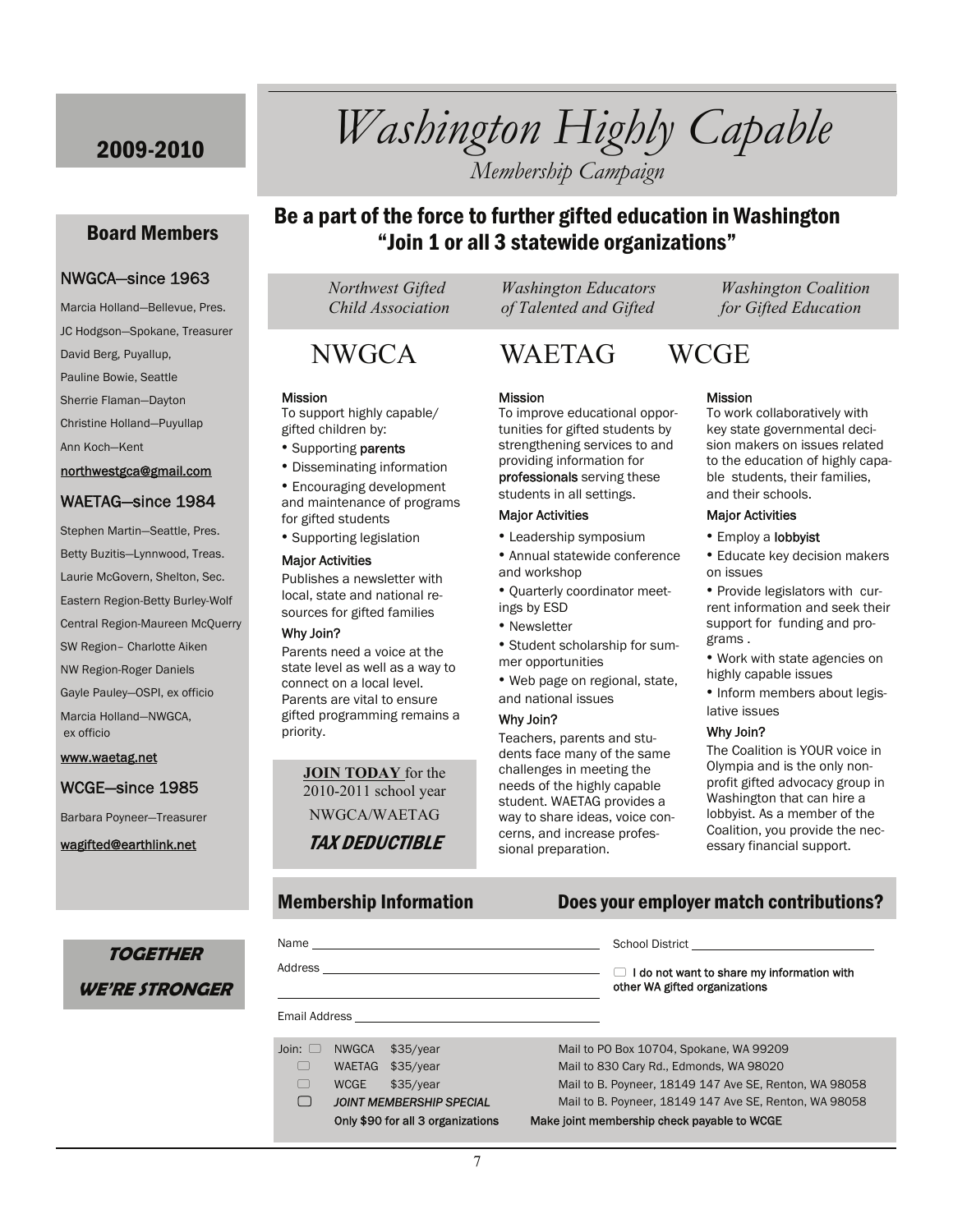2009-2010

# *Washington Highly Capable*

*Membership Campaign*

## Be a part of the force to further gifted education in Washington "Join 1 or all 3 statewide organizations"

### Board Members

**NWGCA—since 1963**

Marcia Holland—Bellevue, Pres.
JC Hodgson—Spokane, Treasurer
David Berg, Puyallup,
Pauline Bowie, Seattle
Sherrie Flaman—Dayton
Christine Holland—Puyullap
Ann Koch—Kent
northwestgca@gmail.com

**WAETAG—since 1984**

Stephen Martin—Seattle, Pres.
Betty Buzitis—Lynnwood, Treas.
Laurie McGovern, Shelton, Sec.
Eastern Region-Betty Burley-Wolf
Central Region-Maureen McQuerry
SW Region– Charlotte Aiken
NW Region-Roger Daniels
Gayle Pauley—OSPI, ex officio
Marcia Holland—NWGCA, ex officio
www.waetag.net

**WCGE—since 1985**

Barbara Poyneer—Treasurer
wagifted@earthlink.net

**TOGETHER WE'RE STRONGER**

## NWGCA

*Northwest Gifted Child Association*

**Mission**

To support highly capable/gifted children by:

- Supporting **parents**
- Disseminating information
- Encouraging development and maintenance of programs for gifted students
- Supporting legislation

**Major Activities**

Publishes a newsletter with local, state and national resources for gifted families

**Why Join?**

Parents need a voice at the state level as well as a way to connect on a local level. Parents are vital to ensure gifted programming remains a priority.

**JOIN TODAY** for the 2010-2011 school year NWGCA/WAETAG

***TAX DEDUCTIBLE***

## WAETAG

*Washington Educators of Talented and Gifted*

**Mission**

To improve educational opportunities for gifted students by strengthening services to and providing information for **professionals** serving these students in all settings.

**Major Activities**

- Leadership symposium
- Annual statewide conference and workshop
- Quarterly coordinator meetings by ESD
- Newsletter
- Student scholarship for summer opportunities
- Web page on regional, state, and national issues

**Why Join?**

Teachers, parents and students face many of the same challenges in meeting the needs of the highly capable student. WAETAG provides a way to share ideas, voice concerns, and increase professional preparation.

## WCGE

*Washington Coalition for Gifted Education*

**Mission**

To work collaboratively with key state governmental decision makers on issues related to the education of highly capable students, their families, and their schools.

**Major Activities**

- Employ a **lobbyist**
- Educate key decision makers on issues
- Provide legislators with current information and seek their support for funding and programs .
- Work with state agencies on highly capable issues
- Inform members about legislative issues

**Why Join?**

The Coalition is YOUR voice in Olympia and is the only non-profit gifted advocacy group in Washington that can hire a lobbyist. As a member of the Coalition, you provide the necessary financial support.

## Membership Information

## Does your employer match contributions?

Name ______________________ School District ______________________

Address ______________________

☐ **I do not want to share my information with other WA gifted organizations**

Email Address ______________________

Join:

- ☐ NWGCA $35/year — Mail to PO Box 10704, Spokane, WA 99209
- ☐ WAETAG $35/year — Mail to 830 Cary Rd., Edmonds, WA 98020
- ☐ WCGE $35/year — Mail to B. Poyneer, 18149 147 Ave SE, Renton, WA 98058
- ☐ *JOINT MEMBERSHIP SPECIAL* — Mail to B. Poyneer, 18149 147 Ave SE, Renton, WA 98058

**Only $90 for all 3 organizations** — **Make joint membership check payable to WCGE**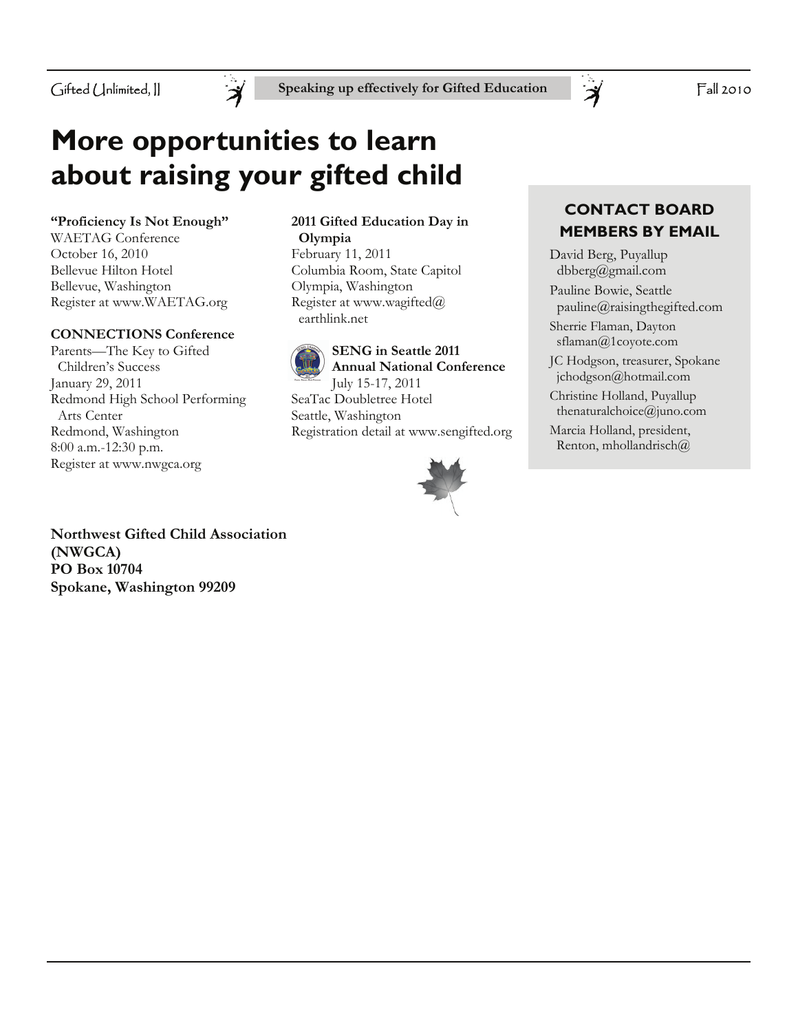# More opportunities to learn about raising your gifted child

**"Proficiency Is Not Enough"**
WAETAG Conference
October 16, 2010
Bellevue Hilton Hotel
Bellevue, Washington
Register at www.WAETAG.org

**CONNECTIONS Conference**
Parents—The Key to Gifted Children's Success
January 29, 2011
Redmond High School Performing Arts Center
Redmond, Washington
8:00 a.m.-12:30 p.m.
Register at www.nwgca.org

**2011 Gifted Education Day in Olympia**
February 11, 2011
Columbia Room, State Capitol
Olympia, Washington
Register at www.wagifted@earthlink.net

**SENG in Seattle 2011 Annual National Conference**
July 15-17, 2011
SeaTac Doubletree Hotel
Seattle, Washington
Registration detail at www.sengifted.org

## CONTACT BOARD MEMBERS BY EMAIL

David Berg, Puyallup
dbberg@gmail.com

Pauline Bowie, Seattle
pauline@raisingthegifted.com

Sherrie Flaman, Dayton
sflaman@1coyote.com

JC Hodgson, treasurer, Spokane
jchodgson@hotmail.com

Christine Holland, Puyallup
thenaturalchoice@juno.com

Marcia Holland, president, Renton, mhollandrisch@

**Northwest Gifted Child Association (NWGCA)**
**PO Box 10704**
**Spokane, Washington 99209**